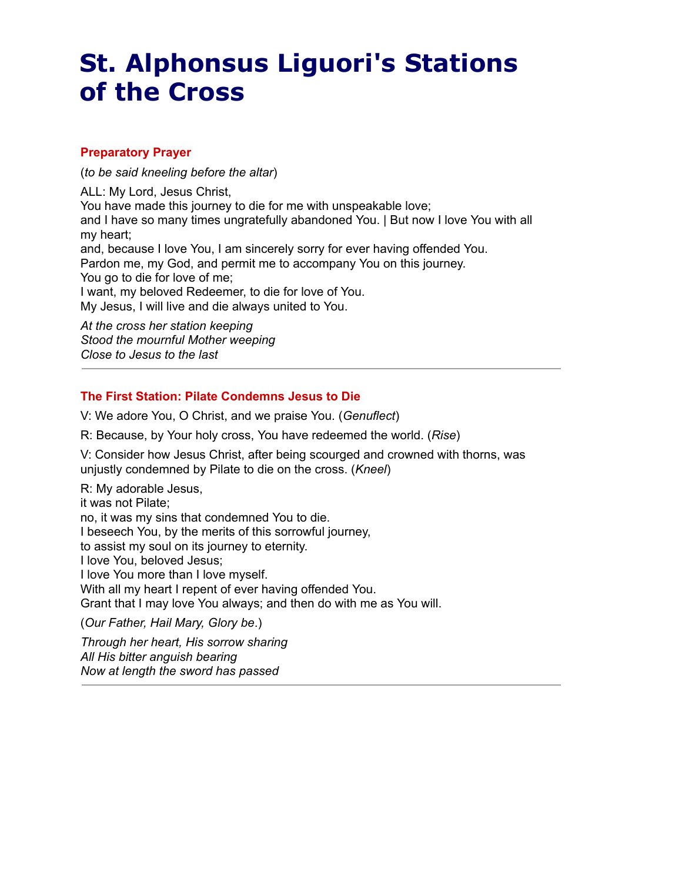# St. Alphonsus Liguori's Stations of the Cross

### Preparatory Prayer

(*to be said kneeling before the altar*)

ALL: My Lord, Jesus Christ,
You have made this journey to die for me with unspeakable love;
and I have so many times ungratefully abandoned You. | But now I love You with all my heart;
and, because I love You, I am sincerely sorry for ever having offended You.
Pardon me, my God, and permit me to accompany You on this journey.
You go to die for love of me;
I want, my beloved Redeemer, to die for love of You.
My Jesus, I will live and die always united to You.

*At the cross her station keeping*
*Stood the mournful Mother weeping*
*Close to Jesus to the last*

---

### The First Station: Pilate Condemns Jesus to Die

V: We adore You, O Christ, and we praise You. (*Genuflect*)

R: Because, by Your holy cross, You have redeemed the world. (*Rise*)

V: Consider how Jesus Christ, after being scourged and crowned with thorns, was unjustly condemned by Pilate to die on the cross. (*Kneel*)

R: My adorable Jesus,
it was not Pilate;
no, it was my sins that condemned You to die.
I beseech You, by the merits of this sorrowful journey,
to assist my soul on its journey to eternity.
I love You, beloved Jesus;
I love You more than I love myself.
With all my heart I repent of ever having offended You.
Grant that I may love You always; and then do with me as You will.

(*Our Father, Hail Mary, Glory be*.)

*Through her heart, His sorrow sharing*
*All His bitter anguish bearing*
*Now at length the sword has passed*

---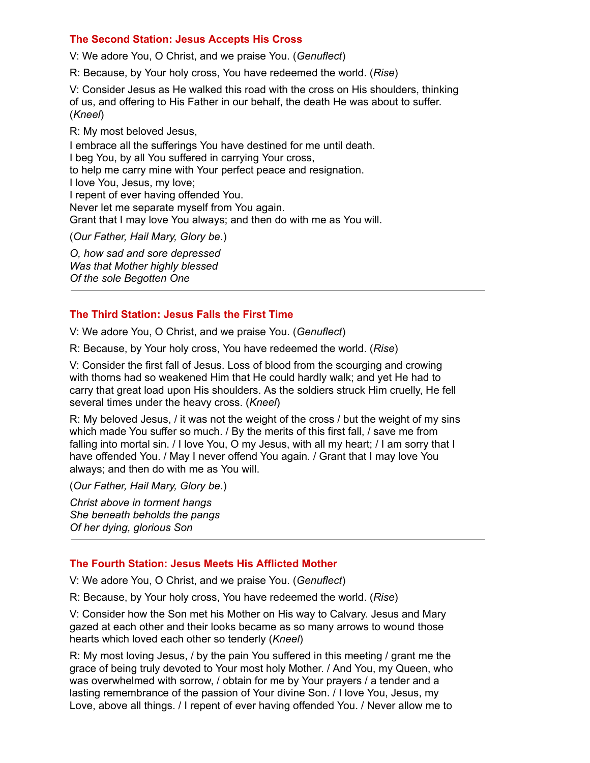## The Second Station: Jesus Accepts His Cross

V: We adore You, O Christ, and we praise You. (*Genuflect*)

R: Because, by Your holy cross, You have redeemed the world. (*Rise*)

V: Consider Jesus as He walked this road with the cross on His shoulders, thinking of us, and offering to His Father in our behalf, the death He was about to suffer. (*Kneel*)

R: My most beloved Jesus,
I embrace all the sufferings You have destined for me until death.
I beg You, by all You suffered in carrying Your cross,
to help me carry mine with Your perfect peace and resignation.
I love You, Jesus, my love;
I repent of ever having offended You.
Never let me separate myself from You again.
Grant that I may love You always; and then do with me as You will.

(*Our Father, Hail Mary, Glory be*.)

*O, how sad and sore depressed*
*Was that Mother highly blessed*
*Of the sole Begotten One*

---

## The Third Station: Jesus Falls the First Time

V: We adore You, O Christ, and we praise You. (*Genuflect*)

R: Because, by Your holy cross, You have redeemed the world. (*Rise*)

V: Consider the first fall of Jesus. Loss of blood from the scourging and crowing with thorns had so weakened Him that He could hardly walk; and yet He had to carry that great load upon His shoulders. As the soldiers struck Him cruelly, He fell several times under the heavy cross. (*Kneel*)

R: My beloved Jesus, / it was not the weight of the cross / but the weight of my sins which made You suffer so much. / By the merits of this first fall, / save me from falling into mortal sin. / I love You, O my Jesus, with all my heart; / I am sorry that I have offended You. / May I never offend You again. / Grant that I may love You always; and then do with me as You will.

(*Our Father, Hail Mary, Glory be*.)

*Christ above in torment hangs*
*She beneath beholds the pangs*
*Of her dying, glorious Son*

---

## The Fourth Station: Jesus Meets His Afflicted Mother

V: We adore You, O Christ, and we praise You. (*Genuflect*)

R: Because, by Your holy cross, You have redeemed the world. (*Rise*)

V: Consider how the Son met his Mother on His way to Calvary. Jesus and Mary gazed at each other and their looks became as so many arrows to wound those hearts which loved each other so tenderly (*Kneel*)

R: My most loving Jesus, / by the pain You suffered in this meeting / grant me the grace of being truly devoted to Your most holy Mother. / And You, my Queen, who was overwhelmed with sorrow, / obtain for me by Your prayers / a tender and a lasting remembrance of the passion of Your divine Son. / I love You, Jesus, my Love, above all things. / I repent of ever having offended You. / Never allow me to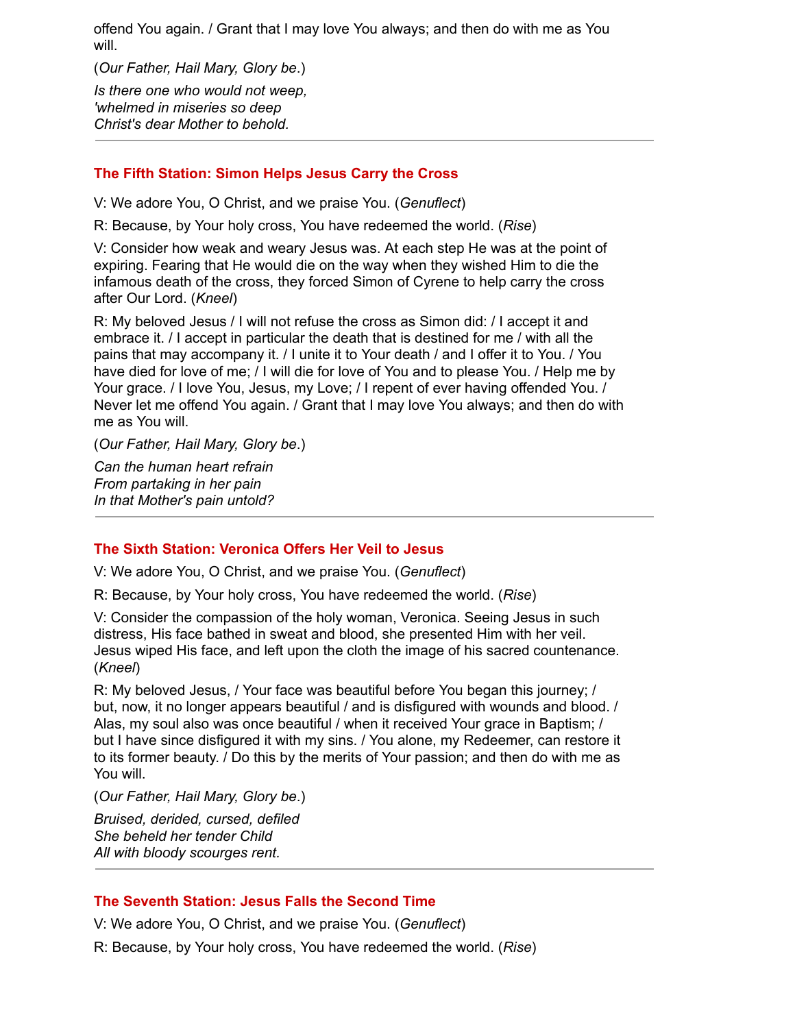offend You again. / Grant that I may love You always; and then do with me as You will.

(*Our Father, Hail Mary, Glory be*.)

*Is there one who would not weep,*
*'whelmed in miseries so deep*
*Christ's dear Mother to behold.*

---

## The Fifth Station: Simon Helps Jesus Carry the Cross

V: We adore You, O Christ, and we praise You. (*Genuflect*)

R: Because, by Your holy cross, You have redeemed the world. (*Rise*)

V: Consider how weak and weary Jesus was. At each step He was at the point of expiring. Fearing that He would die on the way when they wished Him to die the infamous death of the cross, they forced Simon of Cyrene to help carry the cross after Our Lord. (*Kneel*)

R: My beloved Jesus / I will not refuse the cross as Simon did: / I accept it and embrace it. / I accept in particular the death that is destined for me / with all the pains that may accompany it. / I unite it to Your death / and I offer it to You. / You have died for love of me; / I will die for love of You and to please You. / Help me by Your grace. / I love You, Jesus, my Love; / I repent of ever having offended You. / Never let me offend You again. / Grant that I may love You always; and then do with me as You will.

(*Our Father, Hail Mary, Glory be*.)

*Can the human heart refrain*
*From partaking in her pain*
*In that Mother's pain untold?*

---

## The Sixth Station: Veronica Offers Her Veil to Jesus

V: We adore You, O Christ, and we praise You. (*Genuflect*)

R: Because, by Your holy cross, You have redeemed the world. (*Rise*)

V: Consider the compassion of the holy woman, Veronica. Seeing Jesus in such distress, His face bathed in sweat and blood, she presented Him with her veil. Jesus wiped His face, and left upon the cloth the image of his sacred countenance. (*Kneel*)

R: My beloved Jesus, / Your face was beautiful before You began this journey; / but, now, it no longer appears beautiful / and is disfigured with wounds and blood. / Alas, my soul also was once beautiful / when it received Your grace in Baptism; / but I have since disfigured it with my sins. / You alone, my Redeemer, can restore it to its former beauty. / Do this by the merits of Your passion; and then do with me as You will.

(*Our Father, Hail Mary, Glory be*.)

*Bruised, derided, cursed, defiled*
*She beheld her tender Child*
*All with bloody scourges rent.*

---

## The Seventh Station: Jesus Falls the Second Time

V: We adore You, O Christ, and we praise You. (*Genuflect*)

R: Because, by Your holy cross, You have redeemed the world. (*Rise*)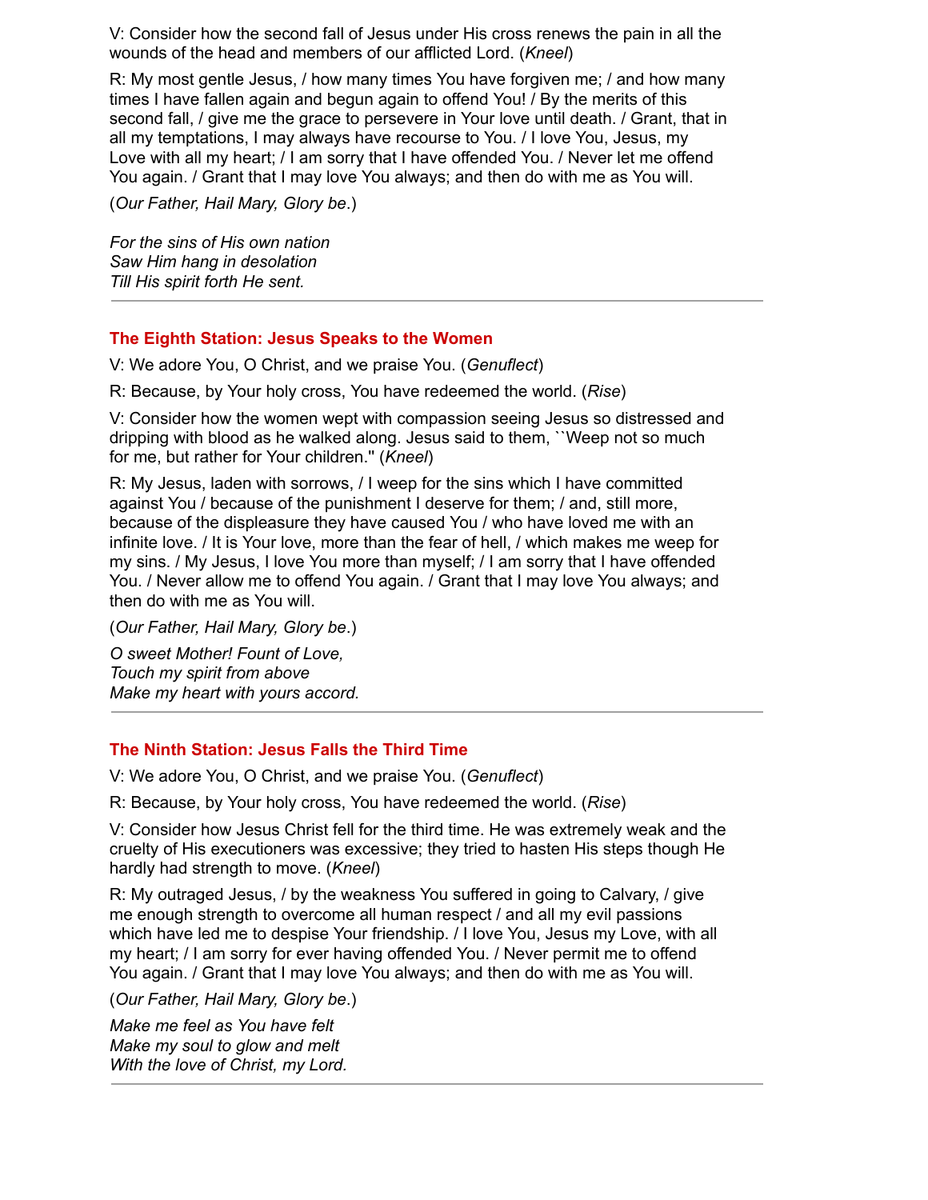V: Consider how the second fall of Jesus under His cross renews the pain in all the wounds of the head and members of our afflicted Lord. (*Kneel*)

R: My most gentle Jesus, / how many times You have forgiven me; / and how many times I have fallen again and begun again to offend You! / By the merits of this second fall, / give me the grace to persevere in Your love until death. / Grant, that in all my temptations, I may always have recourse to You. / I love You, Jesus, my Love with all my heart; / I am sorry that I have offended You. / Never let me offend You again. / Grant that I may love You always; and then do with me as You will.

(*Our Father, Hail Mary, Glory be*.)

*For the sins of His own nation*
*Saw Him hang in desolation*
*Till His spirit forth He sent.*

---

## The Eighth Station: Jesus Speaks to the Women

V: We adore You, O Christ, and we praise You. (*Genuflect*)

R: Because, by Your holy cross, You have redeemed the world. (*Rise*)

V: Consider how the women wept with compassion seeing Jesus so distressed and dripping with blood as he walked along. Jesus said to them, ``Weep not so much for me, but rather for Your children.'' (*Kneel*)

R: My Jesus, laden with sorrows, / I weep for the sins which I have committed against You / because of the punishment I deserve for them; / and, still more, because of the displeasure they have caused You / who have loved me with an infinite love. / It is Your love, more than the fear of hell, / which makes me weep for my sins. / My Jesus, I love You more than myself; / I am sorry that I have offended You. / Never allow me to offend You again. / Grant that I may love You always; and then do with me as You will.

(*Our Father, Hail Mary, Glory be*.)

*O sweet Mother! Fount of Love,*
*Touch my spirit from above*
*Make my heart with yours accord.*

---

## The Ninth Station: Jesus Falls the Third Time

V: We adore You, O Christ, and we praise You. (*Genuflect*)

R: Because, by Your holy cross, You have redeemed the world. (*Rise*)

V: Consider how Jesus Christ fell for the third time. He was extremely weak and the cruelty of His executioners was excessive; they tried to hasten His steps though He hardly had strength to move. (*Kneel*)

R: My outraged Jesus, / by the weakness You suffered in going to Calvary, / give me enough strength to overcome all human respect / and all my evil passions which have led me to despise Your friendship. / I love You, Jesus my Love, with all my heart; / I am sorry for ever having offended You. / Never permit me to offend You again. / Grant that I may love You always; and then do with me as You will.

(*Our Father, Hail Mary, Glory be*.)

*Make me feel as You have felt*
*Make my soul to glow and melt*
*With the love of Christ, my Lord.*

---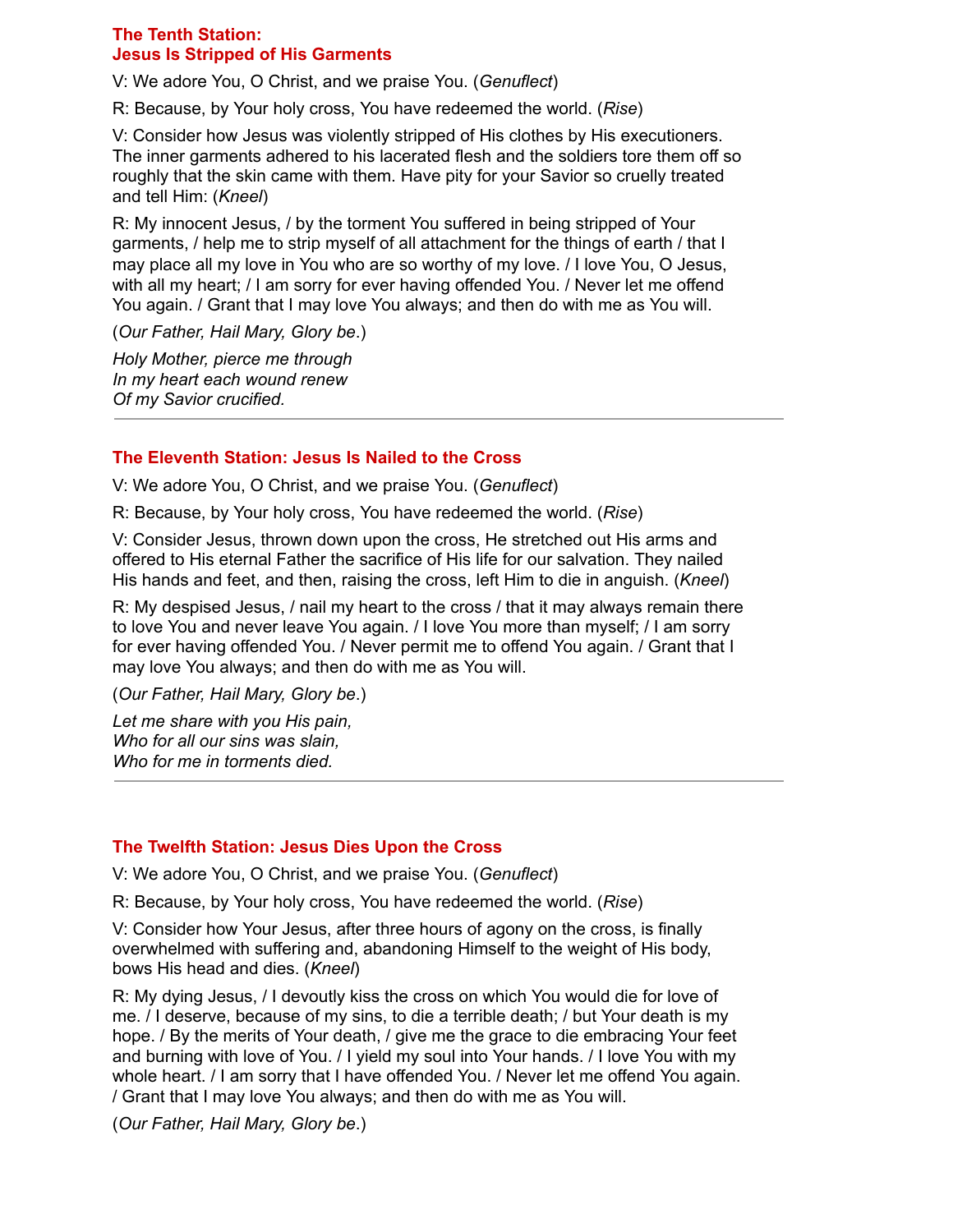### The Tenth Station: Jesus Is Stripped of His Garments

V: We adore You, O Christ, and we praise You. (*Genuflect*)

R: Because, by Your holy cross, You have redeemed the world. (*Rise*)

V: Consider how Jesus was violently stripped of His clothes by His executioners. The inner garments adhered to his lacerated flesh and the soldiers tore them off so roughly that the skin came with them. Have pity for your Savior so cruelly treated and tell Him: (*Kneel*)

R: My innocent Jesus, / by the torment You suffered in being stripped of Your garments, / help me to strip myself of all attachment for the things of earth / that I may place all my love in You who are so worthy of my love. / I love You, O Jesus, with all my heart; / I am sorry for ever having offended You. / Never let me offend You again. / Grant that I may love You always; and then do with me as You will.

(*Our Father, Hail Mary, Glory be*.)

*Holy Mother, pierce me through*
*In my heart each wound renew*
*Of my Savior crucified.*

---

### The Eleventh Station: Jesus Is Nailed to the Cross

V: We adore You, O Christ, and we praise You. (*Genuflect*)

R: Because, by Your holy cross, You have redeemed the world. (*Rise*)

V: Consider Jesus, thrown down upon the cross, He stretched out His arms and offered to His eternal Father the sacrifice of His life for our salvation. They nailed His hands and feet, and then, raising the cross, left Him to die in anguish. (*Kneel*)

R: My despised Jesus, / nail my heart to the cross / that it may always remain there to love You and never leave You again. / I love You more than myself; / I am sorry for ever having offended You. / Never permit me to offend You again. / Grant that I may love You always; and then do with me as You will.

(*Our Father, Hail Mary, Glory be*.)

*Let me share with you His pain,*
*Who for all our sins was slain,*
*Who for me in torments died.*

---

### The Twelfth Station: Jesus Dies Upon the Cross

V: We adore You, O Christ, and we praise You. (*Genuflect*)

R: Because, by Your holy cross, You have redeemed the world. (*Rise*)

V: Consider how Your Jesus, after three hours of agony on the cross, is finally overwhelmed with suffering and, abandoning Himself to the weight of His body, bows His head and dies. (*Kneel*)

R: My dying Jesus, / I devoutly kiss the cross on which You would die for love of me. / I deserve, because of my sins, to die a terrible death; / but Your death is my hope. / By the merits of Your death, / give me the grace to die embracing Your feet and burning with love of You. / I yield my soul into Your hands. / I love You with my whole heart. / I am sorry that I have offended You. / Never let me offend You again. / Grant that I may love You always; and then do with me as You will.

(*Our Father, Hail Mary, Glory be*.)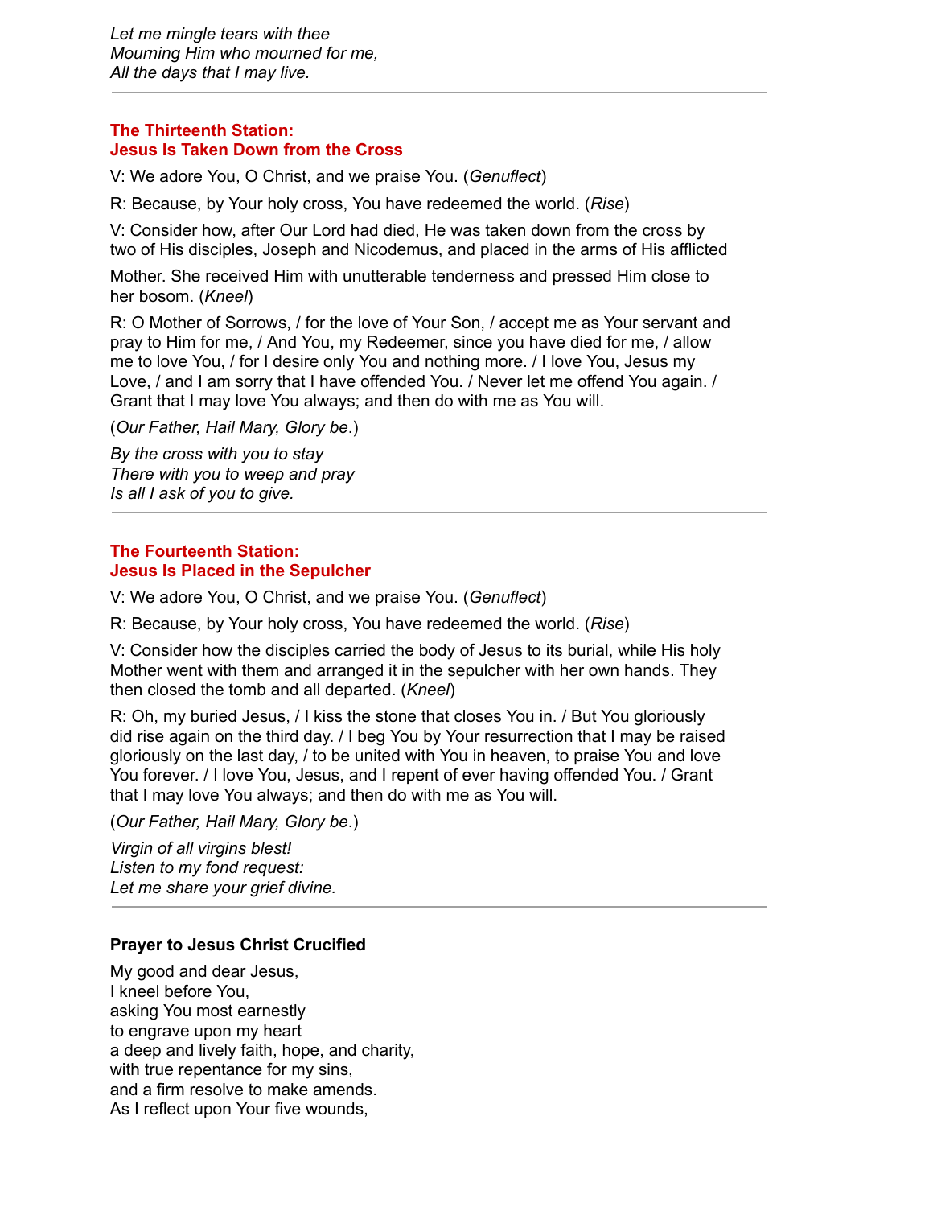*Let me mingle tears with thee*
*Mourning Him who mourned for me,*
*All the days that I may live.*

---

### The Thirteenth Station: Jesus Is Taken Down from the Cross

V: We adore You, O Christ, and we praise You. (*Genuflect*)

R: Because, by Your holy cross, You have redeemed the world. (*Rise*)

V: Consider how, after Our Lord had died, He was taken down from the cross by two of His disciples, Joseph and Nicodemus, and placed in the arms of His afflicted Mother. She received Him with unutterable tenderness and pressed Him close to her bosom. (*Kneel*)

R: O Mother of Sorrows, / for the love of Your Son, / accept me as Your servant and pray to Him for me, / And You, my Redeemer, since you have died for me, / allow me to love You, / for I desire only You and nothing more. / I love You, Jesus my Love, / and I am sorry that I have offended You. / Never let me offend You again. / Grant that I may love You always; and then do with me as You will.

(*Our Father, Hail Mary, Glory be*.)

*By the cross with you to stay*
*There with you to weep and pray*
*Is all I ask of you to give.*

---

### The Fourteenth Station: Jesus Is Placed in the Sepulcher

V: We adore You, O Christ, and we praise You. (*Genuflect*)

R: Because, by Your holy cross, You have redeemed the world. (*Rise*)

V: Consider how the disciples carried the body of Jesus to its burial, while His holy Mother went with them and arranged it in the sepulcher with her own hands. They then closed the tomb and all departed. (*Kneel*)

R: Oh, my buried Jesus, / I kiss the stone that closes You in. / But You gloriously did rise again on the third day. / I beg You by Your resurrection that I may be raised gloriously on the last day, / to be united with You in heaven, to praise You and love You forever. / I love You, Jesus, and I repent of ever having offended You. / Grant that I may love You always; and then do with me as You will.

(*Our Father, Hail Mary, Glory be*.)

*Virgin of all virgins blest!*
*Listen to my fond request:*
*Let me share your grief divine.*

---

**Prayer to Jesus Christ Crucified**

My good and dear Jesus,
I kneel before You,
asking You most earnestly
to engrave upon my heart
a deep and lively faith, hope, and charity,
with true repentance for my sins,
and a firm resolve to make amends.
As I reflect upon Your five wounds,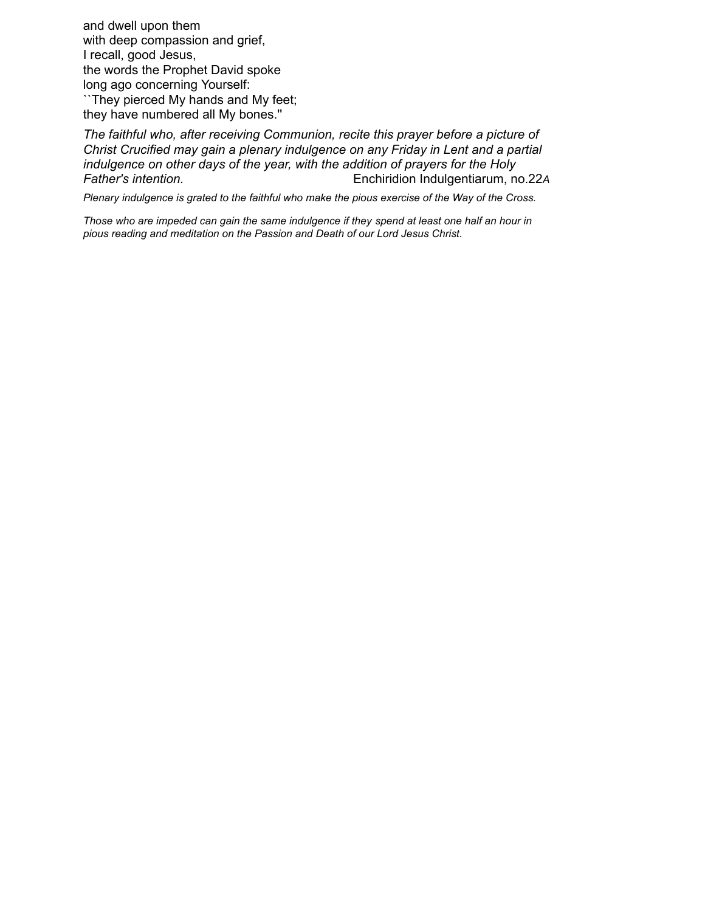and dwell upon them
with deep compassion and grief,
I recall, good Jesus,
the words the Prophet David spoke
long ago concerning Yourself:
``They pierced My hands and My feet;
they have numbered all My bones.''

*The faithful who, after receiving Communion, recite this prayer before a picture of Christ Crucified may gain a plenary indulgence on any Friday in Lent and a partial indulgence on other days of the year, with the addition of prayers for the Holy Father's intention.* Enchiridion Indulgentiarum, no.22*A*

*Plenary indulgence is grated to the faithful who make the pious exercise of the Way of the Cross.*

*Those who are impeded can gain the same indulgence if they spend at least one half an hour in pious reading and meditation on the Passion and Death of our Lord Jesus Christ.*